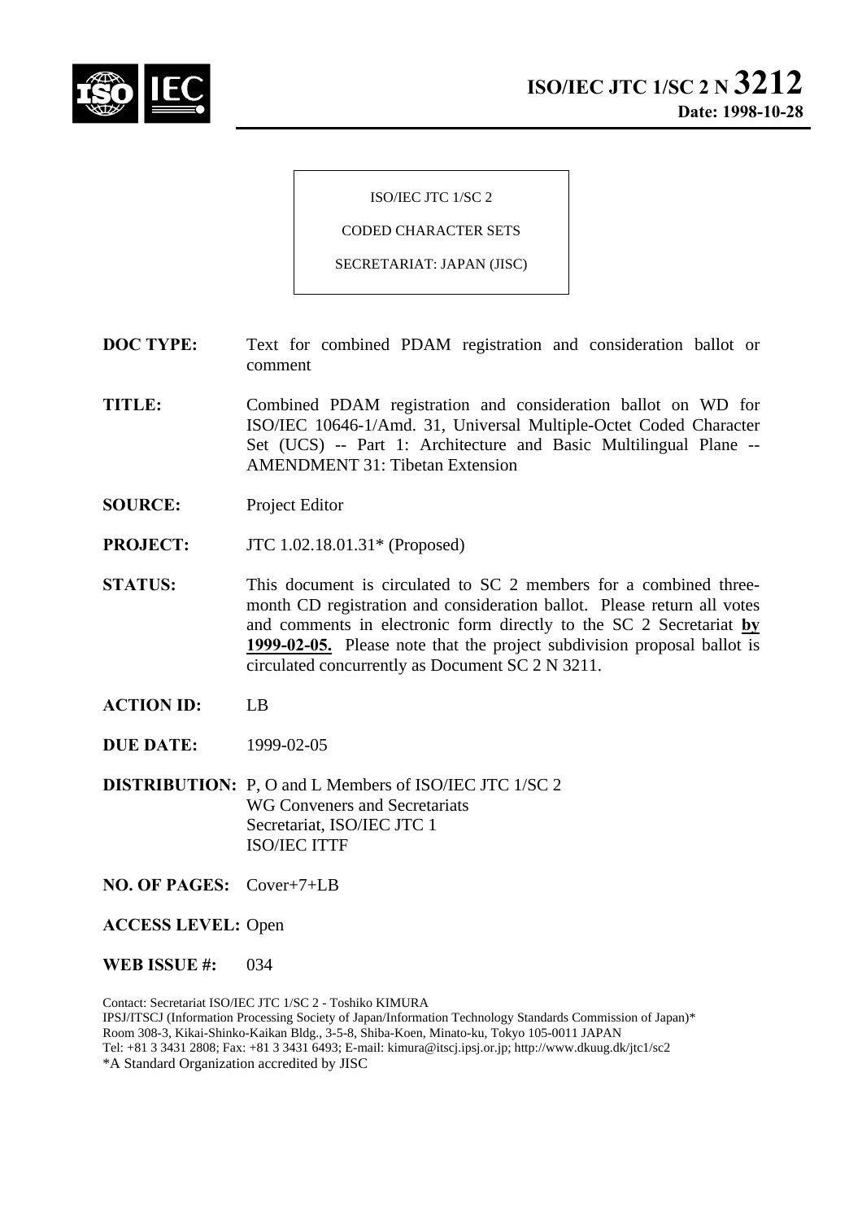# ISO/IEC JTC 1/SC 2 N 3212

**Date: 1998-10-28**

ISO/IEC JTC 1/SC 2

CODED CHARACTER SETS

SECRETARIAT: JAPAN (JISC)

**DOC TYPE:** Text for combined PDAM registration and consideration ballot or comment

**TITLE:** Combined PDAM registration and consideration ballot on WD for ISO/IEC 10646-1/Amd. 31, Universal Multiple-Octet Coded Character Set (UCS) -- Part 1: Architecture and Basic Multilingual Plane -- AMENDMENT 31: Tibetan Extension

**SOURCE:** Project Editor

**PROJECT:** JTC 1.02.18.01.31* (Proposed)

**STATUS:** This document is circulated to SC 2 members for a combined three-month CD registration and consideration ballot. Please return all votes and comments in electronic form directly to the SC 2 Secretariat **by 1999-02-05.** Please note that the project subdivision proposal ballot is circulated concurrently as Document SC 2 N 3211.

**ACTION ID:** LB

**DUE DATE:** 1999-02-05

**DISTRIBUTION:** P, O and L Members of ISO/IEC JTC 1/SC 2
WG Conveners and Secretariats
Secretariat, ISO/IEC JTC 1
ISO/IEC ITTF

**NO. OF PAGES:** Cover+7+LB

**ACCESS LEVEL:** Open

**WEB ISSUE #:** 034

Contact: Secretariat ISO/IEC JTC 1/SC 2 - Toshiko KIMURA
IPSJ/ITSCJ (Information Processing Society of Japan/Information Technology Standards Commission of Japan)*
Room 308-3, Kikai-Shinko-Kaikan Bldg., 3-5-8, Shiba-Koen, Minato-ku, Tokyo 105-0011 JAPAN
Tel: +81 3 3431 2808; Fax: +81 3 3431 6493; E-mail: kimura@itscj.ipsj.or.jp; http://www.dkuug.dk/jtc1/sc2
*A Standard Organization accredited by JISC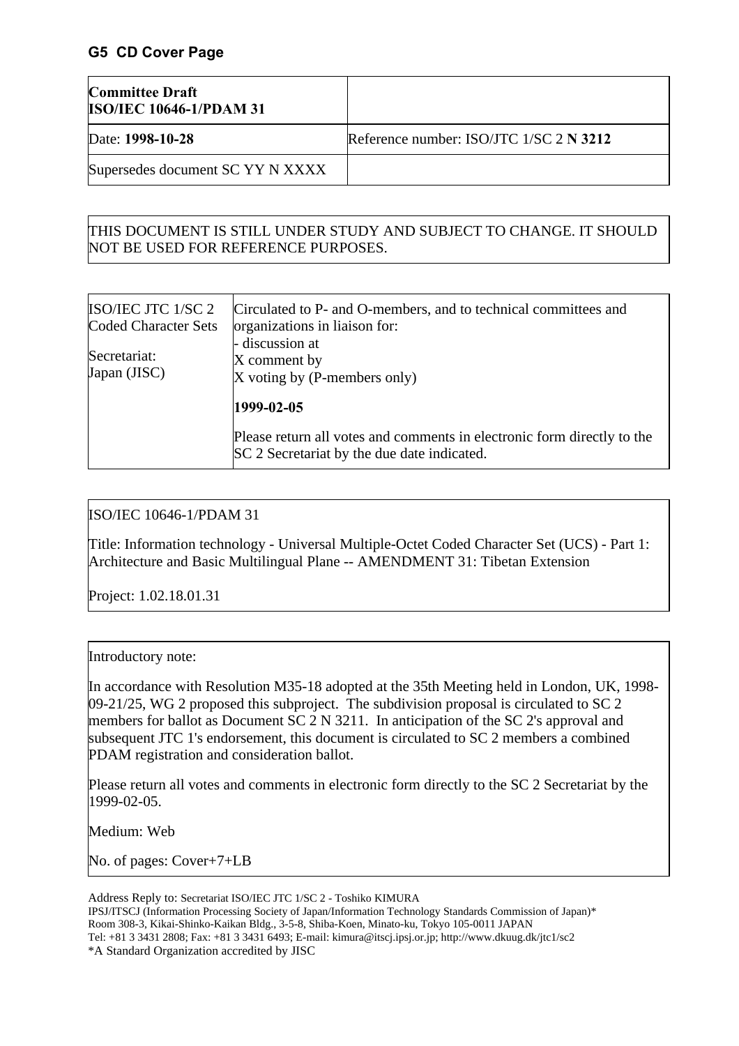## G5 CD Cover Page

| **Committee Draft**<br>**ISO/IEC 10646-1/PDAM 31** | |
|---|---|
| Date: **1998-10-28** | Reference number: ISO/JTC 1/SC 2 **N 3212** |
| Supersedes document SC YY N XXXX | |

THIS DOCUMENT IS STILL UNDER STUDY AND SUBJECT TO CHANGE. IT SHOULD NOT BE USED FOR REFERENCE PURPOSES.

| ISO/IEC JTC 1/SC 2<br>Coded Character Sets<br><br>Secretariat:<br>Japan (JISC) | Circulated to P- and O-members, and to technical committees and organizations in liaison for:<br>- discussion at<br>X comment by<br>X voting by (P-members only)<br><br>**1999-02-05**<br><br>Please return all votes and comments in electronic form directly to the SC 2 Secretariat by the due date indicated. |
|---|---|

ISO/IEC 10646-1/PDAM 31

Title: Information technology - Universal Multiple-Octet Coded Character Set (UCS) - Part 1: Architecture and Basic Multilingual Plane -- AMENDMENT 31: Tibetan Extension

Project: 1.02.18.01.31

Introductory note:

In accordance with Resolution M35-18 adopted at the 35th Meeting held in London, UK, 1998-09-21/25, WG 2 proposed this subproject. The subdivision proposal is circulated to SC 2 members for ballot as Document SC 2 N 3211. In anticipation of the SC 2's approval and subsequent JTC 1's endorsement, this document is circulated to SC 2 members a combined PDAM registration and consideration ballot.

Please return all votes and comments in electronic form directly to the SC 2 Secretariat by the 1999-02-05.

Medium: Web

No. of pages: Cover+7+LB

Address Reply to: Secretariat ISO/IEC JTC 1/SC 2 - Toshiko KIMURA
IPSJ/ITSCJ (Information Processing Society of Japan/Information Technology Standards Commission of Japan)*
Room 308-3, Kikai-Shinko-Kaikan Bldg., 3-5-8, Shiba-Koen, Minato-ku, Tokyo 105-0011 JAPAN
Tel: +81 3 3431 2808; Fax: +81 3 3431 6493; E-mail: kimura@itscj.ipsj.or.jp; http://www.dkuug.dk/jtc1/sc2
*A Standard Organization accredited by JISC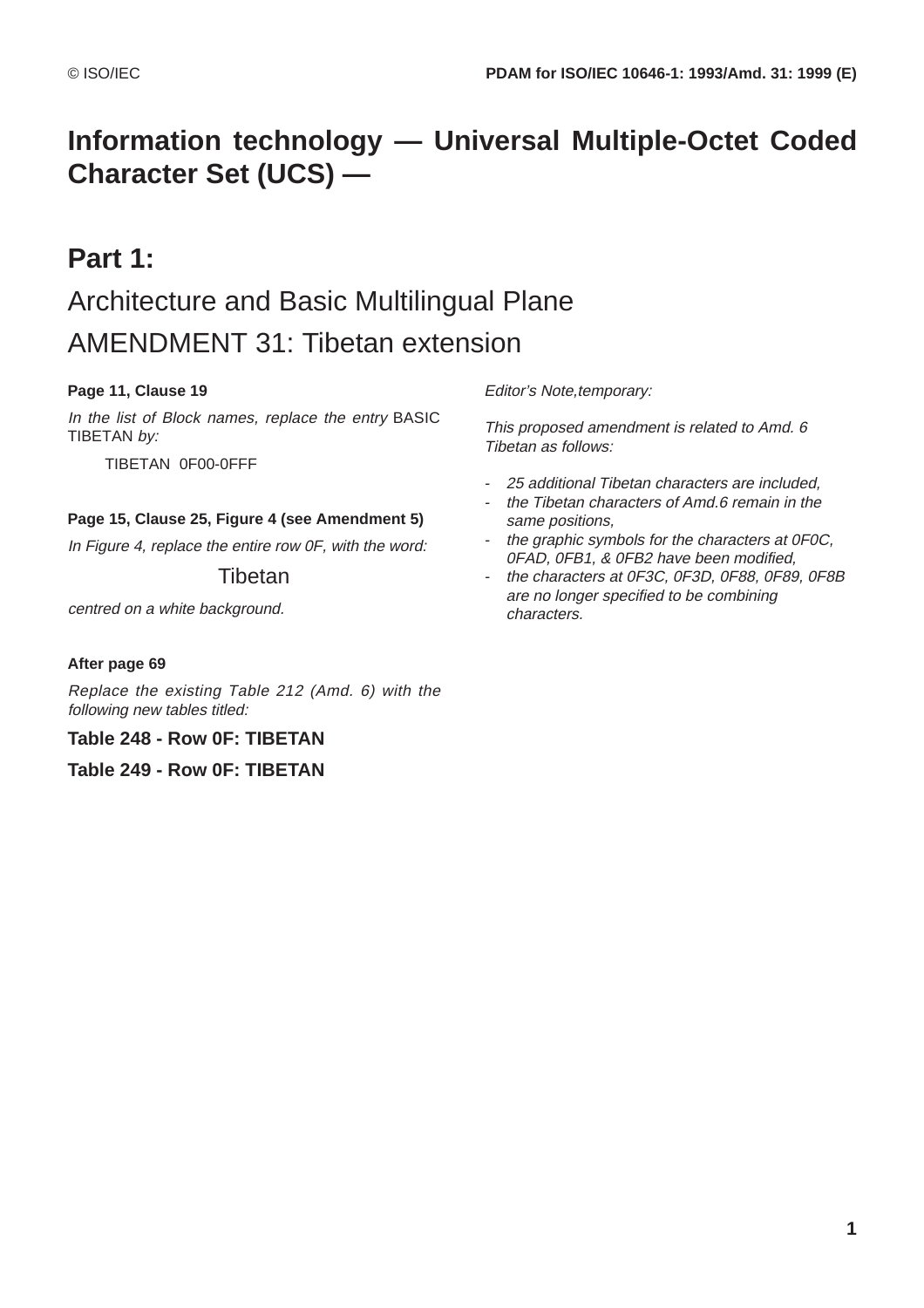# Information technology — Universal Multiple-Octet Coded Character Set (UCS) —

## Part 1:

## Architecture and Basic Multilingual Plane
## AMENDMENT 31: Tibetan extension

**Page 11, Clause 19**

*In the list of Block names, replace the entry* BASIC TIBETAN *by:*

TIBETAN 0F00-0FFF

**Page 15, Clause 25, Figure 4 (see Amendment 5)**

*In Figure 4, replace the entire row 0F, with the word:*

Tibetan

*centred on a white background.*

**After page 69**

*Replace the existing Table 212 (Amd. 6) with the following new tables titled:*

**Table 248 - Row 0F: TIBETAN**

**Table 249 - Row 0F: TIBETAN**

*Editor's Note,temporary:*

*This proposed amendment is related to Amd. 6 Tibetan as follows:*

- *25 additional Tibetan characters are included,*
- *the Tibetan characters of Amd.6 remain in the same positions,*
- *the graphic symbols for the characters at 0F0C, 0FAD, 0FB1, & 0FB2 have been modified,*
- *the characters at 0F3C, 0F3D, 0F88, 0F89, 0F8B are no longer specified to be combining characters.*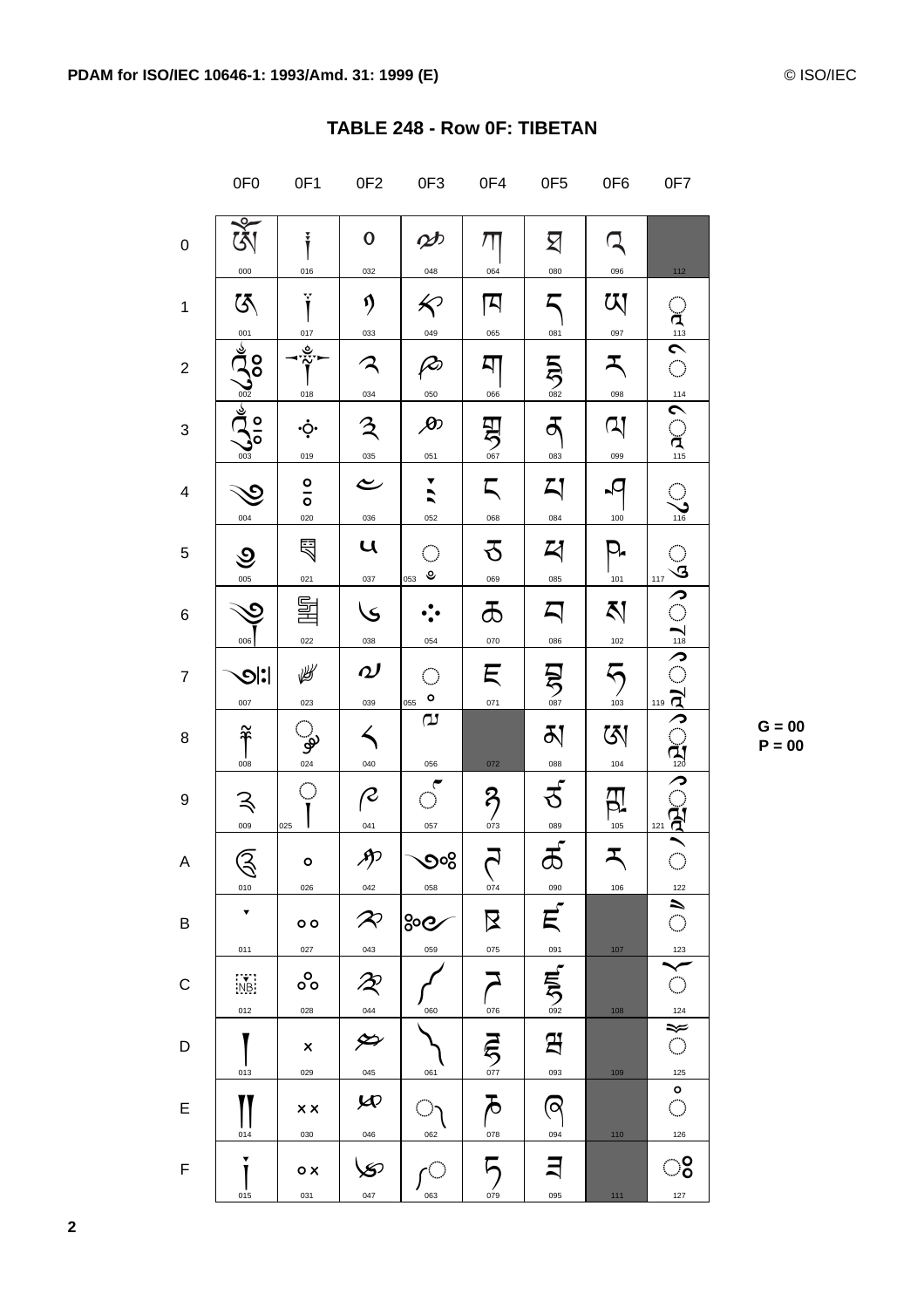## TABLE 248 - Row 0F: TIBETAN

| | 0F0 | 0F1 | 0F2 | 0F3 | 0F4 | 0F5 | 0F6 | 0F7 |
|---|---|---|---|---|---|---|---|---|
| 0 | ༀ 000 | ༐ 016 | ༠ 032 | ༰ 048 | ཀ 064 | ཐ 080 | འ 096 | 112 |
| 1 | ༁ 001 | ༑ 017 | ༡ 033 | ༱ 049 | ཁ 065 | ད 081 | ཡ 097 | ◌ཱ 113 |
| 2 | ༂ 002 | ༒ 018 | ༢ 034 | ༲ 050 | ག 066 | དྷ 082 | ར 098 | ◌ི 114 |
| 3 | ༃ 003 | ༓ 019 | ༣ 035 | ༳ 051 | གྷ 067 | ན 083 | ལ 099 | ◌ཱི 115 |
| 4 | ༄ 004 | ༔ 020 | ༤ 036 | ༴ 052 | ང 068 | པ 084 | ཤ 100 | ◌ུ 116 |
| 5 | ༅ 005 | ༕ 021 | ༥ 037 | ◌༵ 053 | ཅ 069 | ཕ 085 | ཥ 101 | ◌ཱུ 117 |
| 6 | ༆ 006 | ༖ 022 | ༦ 038 | ༶ 054 | ཆ 070 | བ 086 | ས 102 | ◌ྲྀ 118 |
| 7 | ༇ 007 | ༗ 023 | ༧ 039 | ◌༷ 055 | ཇ 071 | བྷ 087 | ཧ 103 | ◌ཷ 119 |
| 8 | ༈ 008 | ◌༘ 024 | ༨ 040 | ༸ 056 | 072 | མ 088 | ཨ 104 | ◌ླྀ 120 |
| 9 | ༉ 009 | ◌༙ 025 | ༩ 041 | ◌༹ 057 | ཉ 073 | ཙ 089 | ཀྵ 105 | ◌ཹ 121 |
| A | ༊ 010 | ༚ 026 | ༪ 042 | ༺ 058 | ཊ 074 | ཚ 090 | ཪ 106 | ◌ེ 122 |
| B | ་ 011 | ༛ 027 | ༫ 043 | ༻ 059 | ཋ 075 | ཛ 091 | 107 | ◌ཻ 123 |
| C | ༌ 012 | ༜ 028 | ༬ 044 | ༼ 060 | ཌ 076 | ཛྷ 092 | 108 | ◌ོ 124 |
| D | ། 013 | ༝ 029 | ༭ 045 | ༽ 061 | ཌྷ 077 | ཝ 093 | 109 | ◌ཽ 125 |
| E | ༎ 014 | ༞ 030 | ༮ 046 | ◌༾ 062 | ཎ 078 | ཞ 094 | 110 | ◌ཾ 126 |
| F | ༏ 015 | ༟ 031 | ༯ 047 | ◌༿ 063 | ཏ 079 | ཟ 095 | 111 | ◌ཿ 127 |

G = 00
P = 00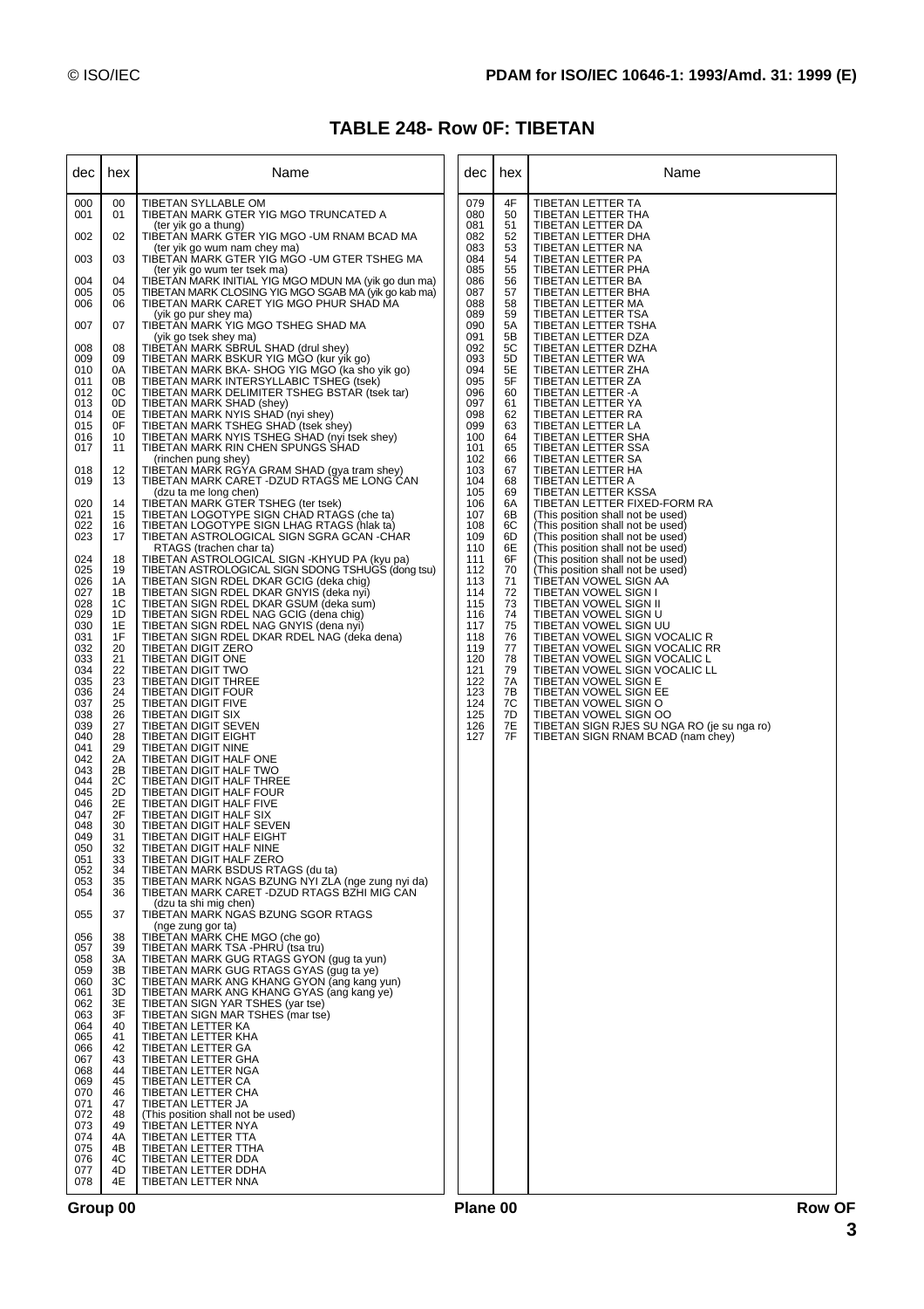# TABLE 248- Row 0F: TIBETAN

| dec | hex | Name |
|---|---|---|
| 000 | 00 | TIBETAN SYLLABLE OM |
| 001 | 01 | TIBETAN MARK GTER YIG MGO TRUNCATED A (ter yik go a thung) |
| 002 | 02 | TIBETAN MARK GTER YIG MGO -UM RNAM BCAD MA (ter yik go wum nam chey ma) |
| 003 | 03 | TIBETAN MARK GTER YIG MGO -UM GTER TSHEG MA (ter yik go wum ter tsek ma) |
| 004 | 04 | TIBETAN MARK INITIAL YIG MGO MDUN MA (yik go dun ma) |
| 005 | 05 | TIBETAN MARK CLOSING YIG MGO SGAB MA (yik go kab ma) |
| 006 | 06 | TIBETAN MARK CARET YIG MGO PHUR SHAD MA (yik go pur shey ma) |
| 007 | 07 | TIBETAN MARK YIG MGO TSHEG SHAD MA (yik go tsek shey ma) |
| 008 | 08 | TIBETAN MARK SBRUL SHAD (drul shey) |
| 009 | 09 | TIBETAN MARK BSKUR YIG MGO (kur yik go) |
| 010 | 0A | TIBETAN MARK BKA- SHOG YIG MGO (ka sho yik go) |
| 011 | 0B | TIBETAN MARK INTERSYLLABIC TSHEG (tsek) |
| 012 | 0C | TIBETAN MARK DELIMITER TSHEG BSTAR (tsek tar) |
| 013 | 0D | TIBETAN MARK SHAD (shey) |
| 014 | 0E | TIBETAN MARK NYIS SHAD (nyi shey) |
| 015 | 0F | TIBETAN MARK TSHEG SHAD (tsek shey) |
| 016 | 10 | TIBETAN MARK NYIS TSHEG SHAD (nyi tsek shey) |
| 017 | 11 | TIBETAN MARK RIN CHEN SPUNGS SHAD (rinchen pung shey) |
| 018 | 12 | TIBETAN MARK RGYA GRAM SHAD (gya tram shey) |
| 019 | 13 | TIBETAN MARK CARET -DZUD RTAGS ME LONG CAN (dzu ta me long chen) |
| 020 | 14 | TIBETAN MARK GTER TSHEG (ter tsek) |
| 021 | 15 | TIBETAN LOGOTYPE SIGN CHAD RTAGS (che ta) |
| 022 | 16 | TIBETAN LOGOTYPE SIGN LHAG RTAGS (hlak ta) |
| 023 | 17 | TIBETAN ASTROLOGICAL SIGN SGRA GCAN -CHAR RTAGS (trachen char ta) |
| 024 | 18 | TIBETAN ASTROLOGICAL SIGN -KHYUD PA (kyu pa) |
| 025 | 19 | TIBETAN ASTROLOGICAL SIGN SDONG TSHUGS (dong tsu) |
| 026 | 1A | TIBETAN SIGN RDEL DKAR GCIG (deka chig) |
| 027 | 1B | TIBETAN SIGN RDEL DKAR GNYIS (deka nyi) |
| 028 | 1C | TIBETAN SIGN RDEL DKAR GSUM (deka sum) |
| 029 | 1D | TIBETAN SIGN RDEL NAG GCIG (dena chig) |
| 030 | 1E | TIBETAN SIGN RDEL NAG GNYIS (dena nyi) |
| 031 | 1F | TIBETAN SIGN RDEL DKAR RDEL NAG (deka dena) |
| 032 | 20 | TIBETAN DIGIT ZERO |
| 033 | 21 | TIBETAN DIGIT ONE |
| 034 | 22 | TIBETAN DIGIT TWO |
| 035 | 23 | TIBETAN DIGIT THREE |
| 036 | 24 | TIBETAN DIGIT FOUR |
| 037 | 25 | TIBETAN DIGIT FIVE |
| 038 | 26 | TIBETAN DIGIT SIX |
| 039 | 27 | TIBETAN DIGIT SEVEN |
| 040 | 28 | TIBETAN DIGIT EIGHT |
| 041 | 29 | TIBETAN DIGIT NINE |
| 042 | 2A | TIBETAN DIGIT HALF ONE |
| 043 | 2B | TIBETAN DIGIT HALF TWO |
| 044 | 2C | TIBETAN DIGIT HALF THREE |
| 045 | 2D | TIBETAN DIGIT HALF FOUR |
| 046 | 2E | TIBETAN DIGIT HALF FIVE |
| 047 | 2F | TIBETAN DIGIT HALF SIX |
| 048 | 30 | TIBETAN DIGIT HALF SEVEN |
| 049 | 31 | TIBETAN DIGIT HALF EIGHT |
| 050 | 32 | TIBETAN DIGIT HALF NINE |
| 051 | 33 | TIBETAN DIGIT HALF ZERO |
| 052 | 34 | TIBETAN MARK BSDUS RTAGS (du ta) |
| 053 | 35 | TIBETAN MARK NGAS BZUNG NYI ZLA (nge zung nyi da) |
| 054 | 36 | TIBETAN MARK CARET -DZUD RTAGS BZHI MIG CAN (dzu ta shi mig chen) |
| 055 | 37 | TIBETAN MARK NGAS BZUNG SGOR RTAGS (nge zung gor ta) |
| 056 | 38 | TIBETAN MARK CHE MGO (che go) |
| 057 | 39 | TIBETAN MARK TSA -PHRU (tsa tru) |
| 058 | 3A | TIBETAN MARK GUG RTAGS GYON (gug ta yun) |
| 059 | 3B | TIBETAN MARK GUG RTAGS GYAS (gug ta ye) |
| 060 | 3C | TIBETAN MARK ANG KHANG GYON (ang kang yun) |
| 061 | 3D | TIBETAN MARK ANG KHANG GYAS (ang kang ye) |
| 062 | 3E | TIBETAN SIGN YAR TSHES (yar tse) |
| 063 | 3F | TIBETAN SIGN MAR TSHES (mar tse) |
| 064 | 40 | TIBETAN LETTER KA |
| 065 | 41 | TIBETAN LETTER KHA |
| 066 | 42 | TIBETAN LETTER GA |
| 067 | 43 | TIBETAN LETTER GHA |
| 068 | 44 | TIBETAN LETTER NGA |
| 069 | 45 | TIBETAN LETTER CA |
| 070 | 46 | TIBETAN LETTER CHA |
| 071 | 47 | TIBETAN LETTER JA |
| 072 | 48 | (This position shall not be used) |
| 073 | 49 | TIBETAN LETTER NYA |
| 074 | 4A | TIBETAN LETTER TTA |
| 075 | 4B | TIBETAN LETTER TTHA |
| 076 | 4C | TIBETAN LETTER DDA |
| 077 | 4D | TIBETAN LETTER DDHA |
| 078 | 4E | TIBETAN LETTER NNA |
| 079 | 4F | TIBETAN LETTER TA |
| 080 | 50 | TIBETAN LETTER THA |
| 081 | 51 | TIBETAN LETTER DA |
| 082 | 52 | TIBETAN LETTER DHA |
| 083 | 53 | TIBETAN LETTER NA |
| 084 | 54 | TIBETAN LETTER PA |
| 085 | 55 | TIBETAN LETTER PHA |
| 086 | 56 | TIBETAN LETTER BA |
| 087 | 57 | TIBETAN LETTER BHA |
| 088 | 58 | TIBETAN LETTER MA |
| 089 | 59 | TIBETAN LETTER TSA |
| 090 | 5A | TIBETAN LETTER TSHA |
| 091 | 5B | TIBETAN LETTER DZA |
| 092 | 5C | TIBETAN LETTER DZHA |
| 093 | 5D | TIBETAN LETTER WA |
| 094 | 5E | TIBETAN LETTER ZHA |
| 095 | 5F | TIBETAN LETTER ZA |
| 096 | 60 | TIBETAN LETTER -A |
| 097 | 61 | TIBETAN LETTER YA |
| 098 | 62 | TIBETAN LETTER RA |
| 099 | 63 | TIBETAN LETTER LA |
| 100 | 64 | TIBETAN LETTER SHA |
| 101 | 65 | TIBETAN LETTER SSA |
| 102 | 66 | TIBETAN LETTER SA |
| 103 | 67 | TIBETAN LETTER HA |
| 104 | 68 | TIBETAN LETTER A |
| 105 | 69 | TIBETAN LETTER KSSA |
| 106 | 6A | TIBETAN LETTER FIXED-FORM RA |
| 107 | 6B | (This position shall not be used) |
| 108 | 6C | (This position shall not be used) |
| 109 | 6D | (This position shall not be used) |
| 110 | 6E | (This position shall not be used) |
| 111 | 6F | (This position shall not be used) |
| 112 | 70 | (This position shall not be used) |
| 113 | 71 | TIBETAN VOWEL SIGN AA |
| 114 | 72 | TIBETAN VOWEL SIGN I |
| 115 | 73 | TIBETAN VOWEL SIGN II |
| 116 | 74 | TIBETAN VOWEL SIGN U |
| 117 | 75 | TIBETAN VOWEL SIGN UU |
| 118 | 76 | TIBETAN VOWEL SIGN VOCALIC R |
| 119 | 77 | TIBETAN VOWEL SIGN VOCALIC RR |
| 120 | 78 | TIBETAN VOWEL SIGN VOCALIC L |
| 121 | 79 | TIBETAN VOWEL SIGN VOCALIC LL |
| 122 | 7A | TIBETAN VOWEL SIGN E |
| 123 | 7B | TIBETAN VOWEL SIGN EE |
| 124 | 7C | TIBETAN VOWEL SIGN O |
| 125 | 7D | TIBETAN VOWEL SIGN OO |
| 126 | 7E | TIBETAN SIGN RJES SU NGA RO (je su nga ro) |
| 127 | 7F | TIBETAN SIGN RNAM BCAD (nam chey) |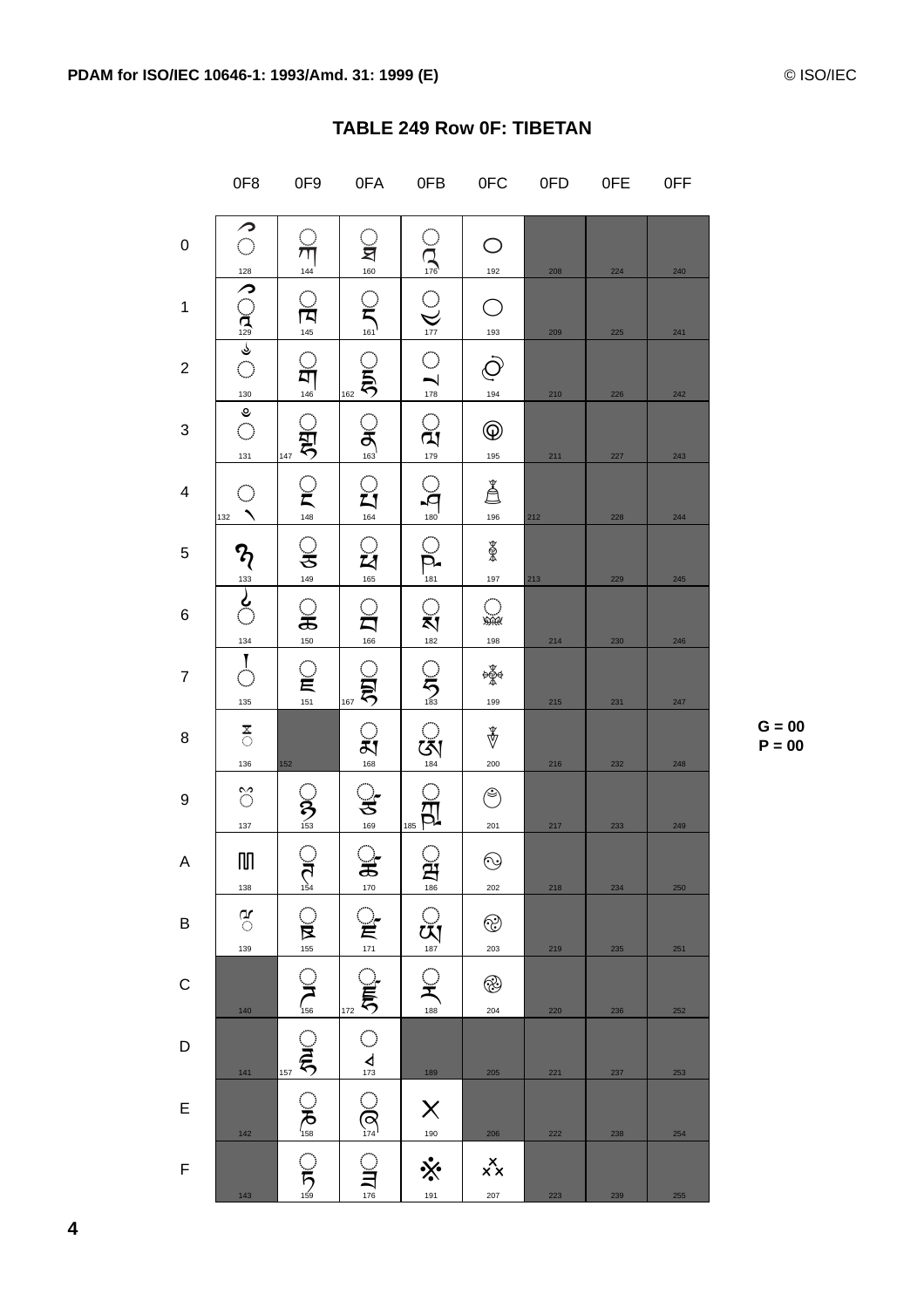## TABLE 249 Row 0F: TIBETAN

|   | 0F8 | 0F9 | 0FA | 0FB | 0FC | 0FD | 0FE | 0FF |
|---|---|---|---|---|---|---|---|---|
| 0 | ྀ 128 | ྐ 144 | ྠ 160 | ྰ 176 | ࿀ 192 | 208 | 224 | 240 |
| 1 | ཱྀ 129 | ྑ 145 | ྡ 161 | ྱ 177 | ࿁ 193 | 209 | 225 | 241 |
| 2 | ྂ 130 | ྒ 146 | ྡྷ 162 | ྲ 178 | ࿂ 194 | 210 | 226 | 242 |
| 3 | ྃ 131 | ྒྷ 147 | ྣ 163 | ླ 179 | ࿃ 195 | 211 | 227 | 243 |
| 4 | ྄ 132 | ྔ 148 | ྤ 164 | ྴ 180 | ࿄ 196 | 212 | 228 | 244 |
| 5 | ྅ 133 | ྕ 149 | ྥ 165 | ྵ 181 | ࿅ 197 | 213 | 229 | 245 |
| 6 | ྆ 134 | ྖ 150 | ྦ 166 | ྶ 182 | ࿆ 198 | 214 | 230 | 246 |
| 7 | ྇ 135 | ྗ 151 | ྦྷ 167 | ྷ 183 | ࿇ 199 | 215 | 231 | 247 |
| 8 | ྈ 136 | 152 | ྨ 168 | ྸ 184 | ࿈ 200 | 216 | 232 | 248 |
| 9 | ྉ 137 | ྙ 153 | ྩ 169 | ྐྵ 185 | ࿉ 201 | 217 | 233 | 249 |
| A | ྊ 138 | ྚ 154 | ྪ 170 | ྺ 186 | ࿊ 202 | 218 | 234 | 250 |
| B | ྋ 139 | ྛ 155 | ྫ 171 | ྻ 187 | ࿋ 203 | 219 | 235 | 251 |
| C | 140 | ྜ 156 | ྫྷ 172 | ྼ 188 | ࿌ 204 | 220 | 236 | 252 |
| D | 141 | ྜྷ 157 | ྭ 173 | 189 | 205 | 221 | 237 | 253 |
| E | 142 | ྞ 158 | ྮ 174 | ྾ 190 | 206 | 222 | 238 | 254 |
| F | 143 | ྟ 159 | ྯ 176 | ྿ 191 | ࿏ 207 | 223 | 239 | 255 |

**G = 00**
**P = 00**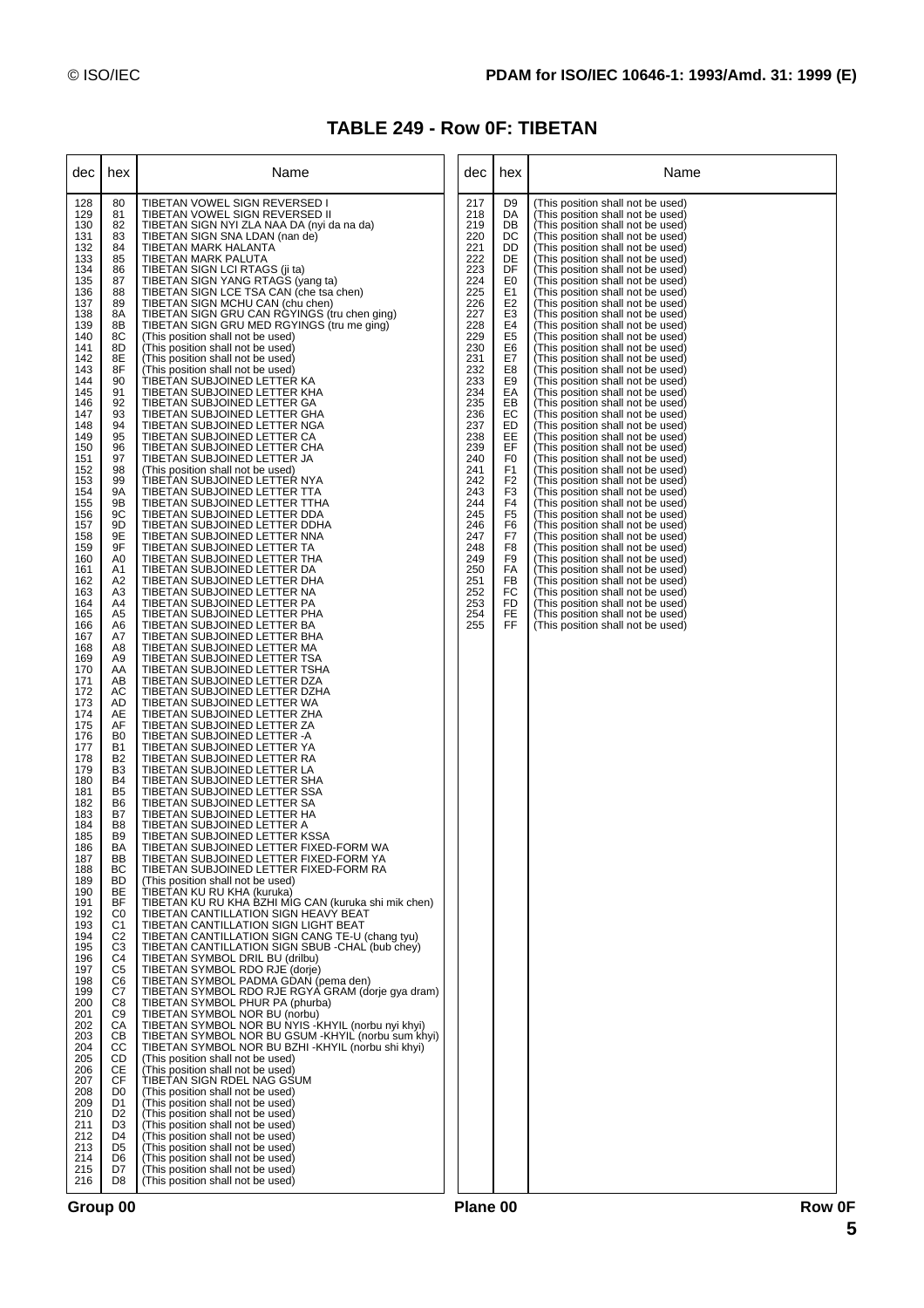# TABLE 249 - Row 0F: TIBETAN

| dec | hex | Name |
|---|---|---|
| 128 | 80 | TIBETAN VOWEL SIGN REVERSED I |
| 129 | 81 | TIBETAN VOWEL SIGN REVERSED II |
| 130 | 82 | TIBETAN SIGN NYI ZLA NAA DA (nyi da na da) |
| 131 | 83 | TIBETAN SIGN SNA LDAN (nan de) |
| 132 | 84 | TIBETAN MARK HALANTA |
| 133 | 85 | TIBETAN MARK PALUTA |
| 134 | 86 | TIBETAN SIGN LCI RTAGS (ji ta) |
| 135 | 87 | TIBETAN SIGN YANG RTAGS (yang ta) |
| 136 | 88 | TIBETAN SIGN LCE TSA CAN (che tsa chen) |
| 137 | 89 | TIBETAN SIGN MCHU CAN (chu chen) |
| 138 | 8A | TIBETAN SIGN GRU CAN RGYINGS (tru chen ging) |
| 139 | 8B | TIBETAN SIGN GRU MED RGYINGS (tru me ging) |
| 140 | 8C | (This position shall not be used) |
| 141 | 8D | (This position shall not be used) |
| 142 | 8E | (This position shall not be used) |
| 143 | 8F | (This position shall not be used) |
| 144 | 90 | TIBETAN SUBJOINED LETTER KA |
| 145 | 91 | TIBETAN SUBJOINED LETTER KHA |
| 146 | 92 | TIBETAN SUBJOINED LETTER GA |
| 147 | 93 | TIBETAN SUBJOINED LETTER GHA |
| 148 | 94 | TIBETAN SUBJOINED LETTER NGA |
| 149 | 95 | TIBETAN SUBJOINED LETTER CA |
| 150 | 96 | TIBETAN SUBJOINED LETTER CHA |
| 151 | 97 | TIBETAN SUBJOINED LETTER JA |
| 152 | 98 | (This position shall not be used) |
| 153 | 99 | TIBETAN SUBJOINED LETTER NYA |
| 154 | 9A | TIBETAN SUBJOINED LETTER TTA |
| 155 | 9B | TIBETAN SUBJOINED LETTER TTHA |
| 156 | 9C | TIBETAN SUBJOINED LETTER DDA |
| 157 | 9D | TIBETAN SUBJOINED LETTER DDHA |
| 158 | 9E | TIBETAN SUBJOINED LETTER NNA |
| 159 | 9F | TIBETAN SUBJOINED LETTER TA |
| 160 | A0 | TIBETAN SUBJOINED LETTER THA |
| 161 | A1 | TIBETAN SUBJOINED LETTER DA |
| 162 | A2 | TIBETAN SUBJOINED LETTER DHA |
| 163 | A3 | TIBETAN SUBJOINED LETTER NA |
| 164 | A4 | TIBETAN SUBJOINED LETTER PA |
| 165 | A5 | TIBETAN SUBJOINED LETTER PHA |
| 166 | A6 | TIBETAN SUBJOINED LETTER BA |
| 167 | A7 | TIBETAN SUBJOINED LETTER BHA |
| 168 | A8 | TIBETAN SUBJOINED LETTER MA |
| 169 | A9 | TIBETAN SUBJOINED LETTER TSA |
| 170 | AA | TIBETAN SUBJOINED LETTER TSHA |
| 171 | AB | TIBETAN SUBJOINED LETTER DZA |
| 172 | AC | TIBETAN SUBJOINED LETTER DZHA |
| 173 | AD | TIBETAN SUBJOINED LETTER WA |
| 174 | AE | TIBETAN SUBJOINED LETTER ZHA |
| 175 | AF | TIBETAN SUBJOINED LETTER ZA |
| 176 | B0 | TIBETAN SUBJOINED LETTER -A |
| 177 | B1 | TIBETAN SUBJOINED LETTER YA |
| 178 | B2 | TIBETAN SUBJOINED LETTER RA |
| 179 | B3 | TIBETAN SUBJOINED LETTER LA |
| 180 | B4 | TIBETAN SUBJOINED LETTER SHA |
| 181 | B5 | TIBETAN SUBJOINED LETTER SSA |
| 182 | B6 | TIBETAN SUBJOINED LETTER SA |
| 183 | B7 | TIBETAN SUBJOINED LETTER HA |
| 184 | B8 | TIBETAN SUBJOINED LETTER A |
| 185 | B9 | TIBETAN SUBJOINED LETTER KSSA |
| 186 | BA | TIBETAN SUBJOINED LETTER FIXED-FORM WA |
| 187 | BB | TIBETAN SUBJOINED LETTER FIXED-FORM YA |
| 188 | BC | TIBETAN SUBJOINED LETTER FIXED-FORM RA |
| 189 | BD | (This position shall not be used) |
| 190 | BE | TIBETAN KU RU KHA (kuruka) |
| 191 | BF | TIBETAN KU RU KHA BZHI MIG CAN (kuruka shi mik chen) |
| 192 | C0 | TIBETAN CANTILLATION SIGN HEAVY BEAT |
| 193 | C1 | TIBETAN CANTILLATION SIGN LIGHT BEAT |
| 194 | C2 | TIBETAN CANTILLATION SIGN CANG TE-U (chang tyu) |
| 195 | C3 | TIBETAN CANTILLATION SIGN SBUB -CHAL (bub chey) |
| 196 | C4 | TIBETAN SYMBOL DRIL BU (drilbu) |
| 197 | C5 | TIBETAN SYMBOL RDO RJE (dorje) |
| 198 | C6 | TIBETAN SYMBOL PADMA GDAN (pema den) |
| 199 | C7 | TIBETAN SYMBOL RDO RJE RGYA GRAM (dorje gya dram) |
| 200 | C8 | TIBETAN SYMBOL PHUR PA (phurba) |
| 201 | C9 | TIBETAN SYMBOL NOR BU (norbu) |
| 202 | CA | TIBETAN SYMBOL NOR BU NYIS -KHYIL (norbu nyi khyi) |
| 203 | CB | TIBETAN SYMBOL NOR BU GSUM -KHYIL (norbu sum khyi) |
| 204 | CC | TIBETAN SYMBOL NOR BU BZHI -KHYIL (norbu shi khyi) |
| 205 | CD | (This position shall not be used) |
| 206 | CE | (This position shall not be used) |
| 207 | CF | TIBETAN SIGN RDEL NAG GSUM |
| 208 | D0 | (This position shall not be used) |
| 209 | D1 | (This position shall not be used) |
| 210 | D2 | (This position shall not be used) |
| 211 | D3 | (This position shall not be used) |
| 212 | D4 | (This position shall not be used) |
| 213 | D5 | (This position shall not be used) |
| 214 | D6 | (This position shall not be used) |
| 215 | D7 | (This position shall not be used) |
| 216 | D8 | (This position shall not be used) |
| 217 | D9 | (This position shall not be used) |
| 218 | DA | (This position shall not be used) |
| 219 | DB | (This position shall not be used) |
| 220 | DC | (This position shall not be used) |
| 221 | DD | (This position shall not be used) |
| 222 | DE | (This position shall not be used) |
| 223 | DF | (This position shall not be used) |
| 224 | E0 | (This position shall not be used) |
| 225 | E1 | (This position shall not be used) |
| 226 | E2 | (This position shall not be used) |
| 227 | E3 | (This position shall not be used) |
| 228 | E4 | (This position shall not be used) |
| 229 | E5 | (This position shall not be used) |
| 230 | E6 | (This position shall not be used) |
| 231 | E7 | (This position shall not be used) |
| 232 | E8 | (This position shall not be used) |
| 233 | E9 | (This position shall not be used) |
| 234 | EA | (This position shall not be used) |
| 235 | EB | (This position shall not be used) |
| 236 | EC | (This position shall not be used) |
| 237 | ED | (This position shall not be used) |
| 238 | EE | (This position shall not be used) |
| 239 | EF | (This position shall not be used) |
| 240 | F0 | (This position shall not be used) |
| 241 | F1 | (This position shall not be used) |
| 242 | F2 | (This position shall not be used) |
| 243 | F3 | (This position shall not be used) |
| 244 | F4 | (This position shall not be used) |
| 245 | F5 | (This position shall not be used) |
| 246 | F6 | (This position shall not be used) |
| 247 | F7 | (This position shall not be used) |
| 248 | F8 | (This position shall not be used) |
| 249 | F9 | (This position shall not be used) |
| 250 | FA | (This position shall not be used) |
| 251 | FB | (This position shall not be used) |
| 252 | FC | (This position shall not be used) |
| 253 | FD | (This position shall not be used) |
| 254 | FE | (This position shall not be used) |
| 255 | FF | (This position shall not be used) |

Group 00 Plane 00 Row 0F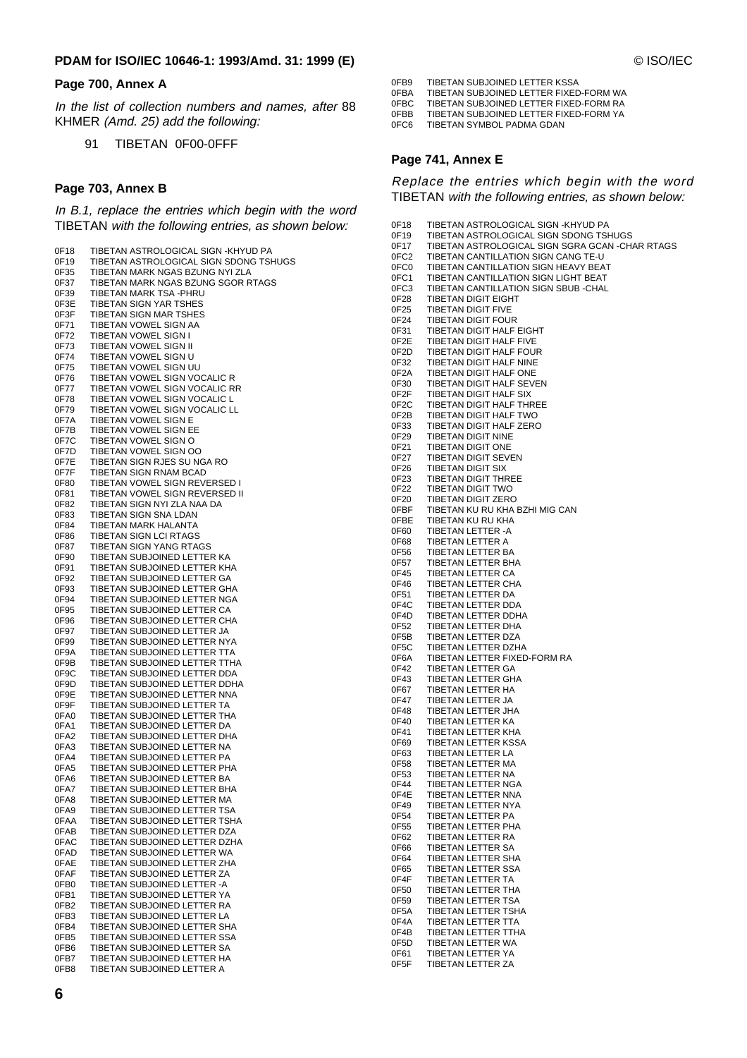## Page 700, Annex A

*In the list of collection numbers and names, after* 88 KHMER *(Amd. 25) add the following:*

91 TIBETAN 0F00-0FFF

## Page 703, Annex B

*In B.1, replace the entries which begin with the word* TIBETAN *with the following entries, as shown below:*

```
0F18 TIBETAN ASTROLOGICAL SIGN -KHYUD PA
0F19 TIBETAN ASTROLOGICAL SIGN SDONG TSHUGS
0F35 TIBETAN MARK NGAS BZUNG NYI ZLA
0F37 TIBETAN MARK NGAS BZUNG SGOR RTAGS
0F39 TIBETAN MARK TSA -PHRU
0F3E TIBETAN SIGN YAR TSHES
0F3F TIBETAN SIGN MAR TSHES
0F71 TIBETAN VOWEL SIGN AA
0F72 TIBETAN VOWEL SIGN I
0F73 TIBETAN VOWEL SIGN II
0F74 TIBETAN VOWEL SIGN U
0F75 TIBETAN VOWEL SIGN UU
0F76 TIBETAN VOWEL SIGN VOCALIC R
0F77 TIBETAN VOWEL SIGN VOCALIC RR
0F78 TIBETAN VOWEL SIGN VOCALIC L
0F79 TIBETAN VOWEL SIGN VOCALIC LL
0F7A TIBETAN VOWEL SIGN E
0F7B TIBETAN VOWEL SIGN EE
0F7C TIBETAN VOWEL SIGN O
0F7D TIBETAN VOWEL SIGN OO
0F7E TIBETAN SIGN RJES SU NGA RO
0F7F TIBETAN SIGN RNAM BCAD
0F80 TIBETAN VOWEL SIGN REVERSED I
0F81 TIBETAN VOWEL SIGN REVERSED II
0F82 TIBETAN SIGN NYI ZLA NAA DA
0F83 TIBETAN SIGN SNA LDAN
0F84 TIBETAN MARK HALANTA
0F86 TIBETAN SIGN LCI RTAGS
0F87 TIBETAN SIGN YANG RTAGS
0F90 TIBETAN SUBJOINED LETTER KA
0F91 TIBETAN SUBJOINED LETTER KHA
0F92 TIBETAN SUBJOINED LETTER GA
0F93 TIBETAN SUBJOINED LETTER GHA
0F94 TIBETAN SUBJOINED LETTER NGA
0F95 TIBETAN SUBJOINED LETTER CA
0F96 TIBETAN SUBJOINED LETTER CHA
0F97 TIBETAN SUBJOINED LETTER JA
0F99 TIBETAN SUBJOINED LETTER NYA
0F9A TIBETAN SUBJOINED LETTER TTA
0F9B TIBETAN SUBJOINED LETTER TTHA
0F9C TIBETAN SUBJOINED LETTER DDA
0F9D TIBETAN SUBJOINED LETTER DDHA
0F9E TIBETAN SUBJOINED LETTER NNA
0F9F TIBETAN SUBJOINED LETTER TA
0FA0 TIBETAN SUBJOINED LETTER THA
0FA1 TIBETAN SUBJOINED LETTER DA
0FA2 TIBETAN SUBJOINED LETTER DHA
0FA3 TIBETAN SUBJOINED LETTER NA
0FA4 TIBETAN SUBJOINED LETTER PA
0FA5 TIBETAN SUBJOINED LETTER PHA
0FA6 TIBETAN SUBJOINED LETTER BA
0FA7 TIBETAN SUBJOINED LETTER BHA
0FA8 TIBETAN SUBJOINED LETTER MA
0FA9 TIBETAN SUBJOINED LETTER TSA
0FAA TIBETAN SUBJOINED LETTER TSHA
0FAB TIBETAN SUBJOINED LETTER DZA
0FAC TIBETAN SUBJOINED LETTER DZHA
0FAD TIBETAN SUBJOINED LETTER WA
0FAE TIBETAN SUBJOINED LETTER ZHA
0FAF TIBETAN SUBJOINED LETTER ZA
0FB0 TIBETAN SUBJOINED LETTER -A
0FB1 TIBETAN SUBJOINED LETTER YA
0FB2 TIBETAN SUBJOINED LETTER RA
0FB3 TIBETAN SUBJOINED LETTER LA
0FB4 TIBETAN SUBJOINED LETTER SHA
0FB5 TIBETAN SUBJOINED LETTER SSA
0FB6 TIBETAN SUBJOINED LETTER SA
0FB7 TIBETAN SUBJOINED LETTER HA
0FB8 TIBETAN SUBJOINED LETTER A
0FB9 TIBETAN SUBJOINED LETTER KSSA
0FBA TIBETAN SUBJOINED LETTER FIXED-FORM WA
0FBC TIBETAN SUBJOINED LETTER FIXED-FORM RA
0FBB TIBETAN SUBJOINED LETTER FIXED-FORM YA
0FC6 TIBETAN SYMBOL PADMA GDAN
```

## Page 741, Annex E

*Replace the entries which begin with the word* TIBETAN *with the following entries, as shown below:*

```
0F18 TIBETAN ASTROLOGICAL SIGN -KHYUD PA
0F19 TIBETAN ASTROLOGICAL SIGN SDONG TSHUGS
0F17 TIBETAN ASTROLOGICAL SIGN SGRA GCAN -CHAR RTAGS
0FC2 TIBETAN CANTILLATION SIGN CANG TE-U
0FC0 TIBETAN CANTILLATION SIGN HEAVY BEAT
0FC1 TIBETAN CANTILLATION SIGN LIGHT BEAT
0FC3 TIBETAN CANTILLATION SIGN SBUB -CHAL
0F28 TIBETAN DIGIT EIGHT
0F25 TIBETAN DIGIT FIVE
0F24 TIBETAN DIGIT FOUR
0F31 TIBETAN DIGIT HALF EIGHT
0F2E TIBETAN DIGIT HALF FIVE
0F2D TIBETAN DIGIT HALF FOUR
0F32 TIBETAN DIGIT HALF NINE
0F2A TIBETAN DIGIT HALF ONE
0F30 TIBETAN DIGIT HALF SEVEN
0F2F TIBETAN DIGIT HALF SIX
0F2C TIBETAN DIGIT HALF THREE
0F2B TIBETAN DIGIT HALF TWO
0F33 TIBETAN DIGIT HALF ZERO
0F29 TIBETAN DIGIT NINE
0F21 TIBETAN DIGIT ONE
0F27 TIBETAN DIGIT SEVEN
0F26 TIBETAN DIGIT SIX
0F23 TIBETAN DIGIT THREE
0F22 TIBETAN DIGIT TWO
0F20 TIBETAN DIGIT ZERO
0FBF TIBETAN KU RU KHA BZHI MIG CAN
0FBE TIBETAN KU RU KHA
0F60 TIBETAN LETTER -A
0F68 TIBETAN LETTER A
0F56 TIBETAN LETTER BA
0F57 TIBETAN LETTER BHA
0F45 TIBETAN LETTER CA
0F46 TIBETAN LETTER CHA
0F51 TIBETAN LETTER DA
0F4C TIBETAN LETTER DDA
0F4D TIBETAN LETTER DDHA
0F52 TIBETAN LETTER DHA
0F5B TIBETAN LETTER DZA
0F5C TIBETAN LETTER DZHA
0F6A TIBETAN LETTER FIXED-FORM RA
0F42 TIBETAN LETTER GA
0F43 TIBETAN LETTER GHA
0F67 TIBETAN LETTER HA
0F47 TIBETAN LETTER JA
0F48 TIBETAN LETTER JHA
0F40 TIBETAN LETTER KA
0F41 TIBETAN LETTER KHA
0F69 TIBETAN LETTER KSSA
0F63 TIBETAN LETTER LA
0F58 TIBETAN LETTER MA
0F53 TIBETAN LETTER NA
0F44 TIBETAN LETTER NGA
0F4E TIBETAN LETTER NNA
0F49 TIBETAN LETTER NYA
0F54 TIBETAN LETTER PA
0F55 TIBETAN LETTER PHA
0F62 TIBETAN LETTER RA
0F66 TIBETAN LETTER SA
0F64 TIBETAN LETTER SHA
0F65 TIBETAN LETTER SSA
0F4F TIBETAN LETTER TA
0F50 TIBETAN LETTER THA
0F59 TIBETAN LETTER TSA
0F5A TIBETAN LETTER TSHA
0F4A TIBETAN LETTER TTA
0F4B TIBETAN LETTER TTHA
0F5D TIBETAN LETTER WA
0F61 TIBETAN LETTER YA
0F5F TIBETAN LETTER ZA
```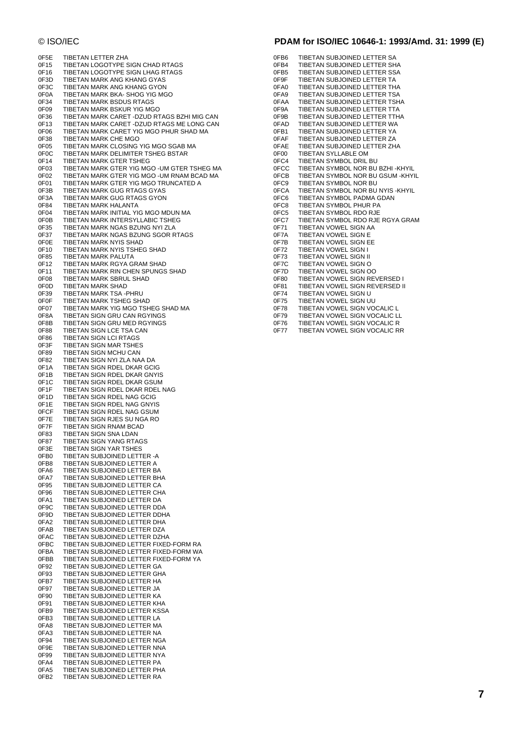| | |
|---|---|
| 0F5E | TIBETAN LETTER ZHA |
| 0F15 | TIBETAN LOGOTYPE SIGN CHAD RTAGS |
| 0F16 | TIBETAN LOGOTYPE SIGN LHAG RTAGS |
| 0F3D | TIBETAN MARK ANG KHANG GYAS |
| 0F3C | TIBETAN MARK ANG KHANG GYON |
| 0F0A | TIBETAN MARK BKA- SHOG YIG MGO |
| 0F34 | TIBETAN MARK BSDUS RTAGS |
| 0F09 | TIBETAN MARK BSKUR YIG MGO |
| 0F36 | TIBETAN MARK CARET -DZUD RTAGS BZHI MIG CAN |
| 0F13 | TIBETAN MARK CARET -DZUD RTAGS ME LONG CAN |
| 0F06 | TIBETAN MARK CARET YIG MGO PHUR SHAD MA |
| 0F38 | TIBETAN MARK CHE MGO |
| 0F05 | TIBETAN MARK CLOSING YIG MGO SGAB MA |
| 0F0C | TIBETAN MARK DELIMITER TSHEG BSTAR |
| 0F14 | TIBETAN MARK GTER TSHEG |
| 0F03 | TIBETAN MARK GTER YIG MGO -UM GTER TSHEG MA |
| 0F02 | TIBETAN MARK GTER YIG MGO -UM RNAM BCAD MA |
| 0F01 | TIBETAN MARK GTER YIG MGO TRUNCATED A |
| 0F3B | TIBETAN MARK GUG RTAGS GYAS |
| 0F3A | TIBETAN MARK GUG RTAGS GYON |
| 0F84 | TIBETAN MARK HALANTA |
| 0F04 | TIBETAN MARK INITIAL YIG MGO MDUN MA |
| 0F0B | TIBETAN MARK INTERSYLLABIC TSHEG |
| 0F35 | TIBETAN MARK NGAS BZUNG NYI ZLA |
| 0F37 | TIBETAN MARK NGAS BZUNG SGOR RTAGS |
| 0F0E | TIBETAN MARK NYIS SHAD |
| 0F10 | TIBETAN MARK NYIS TSHEG SHAD |
| 0F85 | TIBETAN MARK PALUTA |
| 0F12 | TIBETAN MARK RGYA GRAM SHAD |
| 0F11 | TIBETAN MARK RIN CHEN SPUNGS SHAD |
| 0F08 | TIBETAN MARK SBRUL SHAD |
| 0F0D | TIBETAN MARK SHAD |
| 0F39 | TIBETAN MARK TSA -PHRU |
| 0F0F | TIBETAN MARK TSHEG SHAD |
| 0F07 | TIBETAN MARK YIG MGO TSHEG SHAD MA |
| 0F8A | TIBETAN SIGN GRU CAN RGYINGS |
| 0F8B | TIBETAN SIGN GRU MED RGYINGS |
| 0F88 | TIBETAN SIGN LCE TSA CAN |
| 0F86 | TIBETAN SIGN LCI RTAGS |
| 0F3F | TIBETAN SIGN MAR TSHES |
| 0F89 | TIBETAN SIGN MCHU CAN |
| 0F82 | TIBETAN SIGN NYI ZLA NAA DA |
| 0F1A | TIBETAN SIGN RDEL DKAR GCIG |
| 0F1B | TIBETAN SIGN RDEL DKAR GNYIS |
| 0F1C | TIBETAN SIGN RDEL DKAR GSUM |
| 0F1F | TIBETAN SIGN RDEL DKAR RDEL NAG |
| 0F1D | TIBETAN SIGN RDEL NAG GCIG |
| 0F1E | TIBETAN SIGN RDEL NAG GNYIS |
| 0FCF | TIBETAN SIGN RDEL NAG GSUM |
| 0F7E | TIBETAN SIGN RJES SU NGA RO |
| 0F7F | TIBETAN SIGN RNAM BCAD |
| 0F83 | TIBETAN SIGN SNA LDAN |
| 0F87 | TIBETAN SIGN YANG RTAGS |
| 0F3E | TIBETAN SIGN YAR TSHES |
| 0FB0 | TIBETAN SUBJOINED LETTER -A |
| 0FB8 | TIBETAN SUBJOINED LETTER A |
| 0FA6 | TIBETAN SUBJOINED LETTER BA |
| 0FA7 | TIBETAN SUBJOINED LETTER BHA |
| 0F95 | TIBETAN SUBJOINED LETTER CA |
| 0F96 | TIBETAN SUBJOINED LETTER CHA |
| 0FA1 | TIBETAN SUBJOINED LETTER DA |
| 0F9C | TIBETAN SUBJOINED LETTER DDA |
| 0F9D | TIBETAN SUBJOINED LETTER DDHA |
| 0FA2 | TIBETAN SUBJOINED LETTER DHA |
| 0FAB | TIBETAN SUBJOINED LETTER DZA |
| 0FAC | TIBETAN SUBJOINED LETTER DZHA |
| 0FBC | TIBETAN SUBJOINED LETTER FIXED-FORM RA |
| 0FBA | TIBETAN SUBJOINED LETTER FIXED-FORM WA |
| 0FBB | TIBETAN SUBJOINED LETTER FIXED-FORM YA |
| 0F92 | TIBETAN SUBJOINED LETTER GA |
| 0F93 | TIBETAN SUBJOINED LETTER GHA |
| 0FB7 | TIBETAN SUBJOINED LETTER HA |
| 0F97 | TIBETAN SUBJOINED LETTER JA |
| 0F90 | TIBETAN SUBJOINED LETTER KA |
| 0F91 | TIBETAN SUBJOINED LETTER KHA |
| 0FB9 | TIBETAN SUBJOINED LETTER KSSA |
| 0FB3 | TIBETAN SUBJOINED LETTER LA |
| 0FA8 | TIBETAN SUBJOINED LETTER MA |
| 0FA3 | TIBETAN SUBJOINED LETTER NA |
| 0F94 | TIBETAN SUBJOINED LETTER NGA |
| 0F9E | TIBETAN SUBJOINED LETTER NNA |
| 0F99 | TIBETAN SUBJOINED LETTER NYA |
| 0FA4 | TIBETAN SUBJOINED LETTER PA |
| 0FA5 | TIBETAN SUBJOINED LETTER PHA |
| 0FB2 | TIBETAN SUBJOINED LETTER RA |
| 0FB6 | TIBETAN SUBJOINED LETTER SA |
| 0FB4 | TIBETAN SUBJOINED LETTER SHA |
| 0FB5 | TIBETAN SUBJOINED LETTER SSA |
| 0F9F | TIBETAN SUBJOINED LETTER TA |
| 0FA0 | TIBETAN SUBJOINED LETTER THA |
| 0FA9 | TIBETAN SUBJOINED LETTER TSA |
| 0FAA | TIBETAN SUBJOINED LETTER TSHA |
| 0F9A | TIBETAN SUBJOINED LETTER TTA |
| 0F9B | TIBETAN SUBJOINED LETTER TTHA |
| 0FAD | TIBETAN SUBJOINED LETTER WA |
| 0FB1 | TIBETAN SUBJOINED LETTER YA |
| 0FAF | TIBETAN SUBJOINED LETTER ZA |
| 0FAE | TIBETAN SUBJOINED LETTER ZHA |
| 0F00 | TIBETAN SYLLABLE OM |
| 0FC4 | TIBETAN SYMBOL DRIL BU |
| 0FCC | TIBETAN SYMBOL NOR BU BZHI -KHYIL |
| 0FCB | TIBETAN SYMBOL NOR BU GSUM -KHYIL |
| 0FC9 | TIBETAN SYMBOL NOR BU |
| 0FCA | TIBETAN SYMBOL NOR BU NYIS -KHYIL |
| 0FC6 | TIBETAN SYMBOL PADMA GDAN |
| 0FC8 | TIBETAN SYMBOL PHUR PA |
| 0FC5 | TIBETAN SYMBOL RDO RJE |
| 0FC7 | TIBETAN SYMBOL RDO RJE RGYA GRAM |
| 0F71 | TIBETAN VOWEL SIGN AA |
| 0F7A | TIBETAN VOWEL SIGN E |
| 0F7B | TIBETAN VOWEL SIGN EE |
| 0F72 | TIBETAN VOWEL SIGN I |
| 0F73 | TIBETAN VOWEL SIGN II |
| 0F7C | TIBETAN VOWEL SIGN O |
| 0F7D | TIBETAN VOWEL SIGN OO |
| 0F80 | TIBETAN VOWEL SIGN REVERSED I |
| 0F81 | TIBETAN VOWEL SIGN REVERSED II |
| 0F74 | TIBETAN VOWEL SIGN U |
| 0F75 | TIBETAN VOWEL SIGN UU |
| 0F78 | TIBETAN VOWEL SIGN VOCALIC L |
| 0F79 | TIBETAN VOWEL SIGN VOCALIC LL |
| 0F76 | TIBETAN VOWEL SIGN VOCALIC R |
| 0F77 | TIBETAN VOWEL SIGN VOCALIC RR |